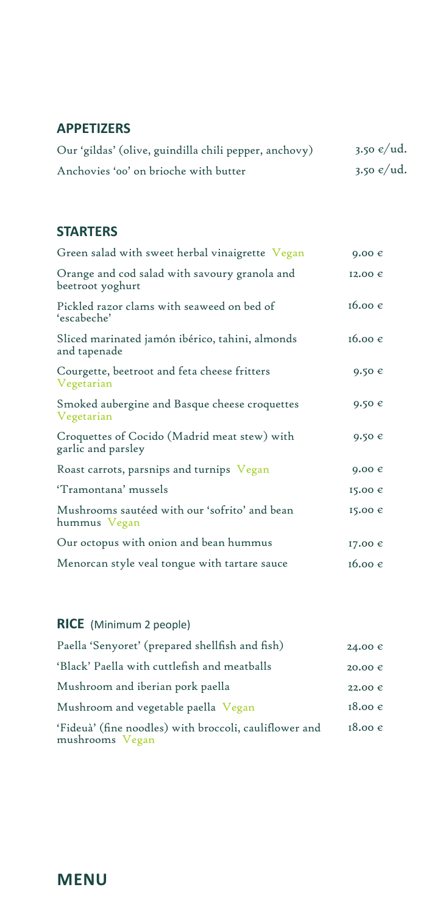## APPETIZERS

| | |
|---|---|
| Our 'gildas' (olive, guindilla chili pepper, anchovy) | 3.50 €/ud. |
| Anchovies 'oo' on brioche with butter | 3.50 €/ud. |

## STARTERS

| | |
|---|---|
| Green salad with sweet herbal vinaigrette Vegan | 9.00 € |
| Orange and cod salad with savoury granola and beetroot yoghurt | 12.00 € |
| Pickled razor clams with seaweed on bed of 'escabeche' | 16.00 € |
| Sliced marinated jamón ibérico, tahini, almonds and tapenade | 16.00 € |
| Courgette, beetroot and feta cheese fritters Vegetarian | 9.50 € |
| Smoked aubergine and Basque cheese croquettes Vegetarian | 9.50 € |
| Croquettes of Cocido (Madrid meat stew) with garlic and parsley | 9.50 € |
| Roast carrots, parsnips and turnips Vegan | 9.00 € |
| 'Tramontana' mussels | 15.00 € |
| Mushrooms sautéed with our 'sofrito' and bean hummus Vegan | 15.00 € |
| Our octopus with onion and bean hummus | 17.00 € |
| Menorcan style veal tongue with tartare sauce | 16.00 € |

## RICE (Minimum 2 people)

| | |
|---|---|
| Paella 'Senyoret' (prepared shellfish and fish) | 24.00 € |
| 'Black' Paella with cuttlefish and meatballs | 20.00 € |
| Mushroom and iberian pork paella | 22.00 € |
| Mushroom and vegetable paella Vegan | 18.00 € |
| 'Fideuà' (fine noodles) with broccoli, cauliflower and mushrooms Vegan | 18.00 € |

# MENU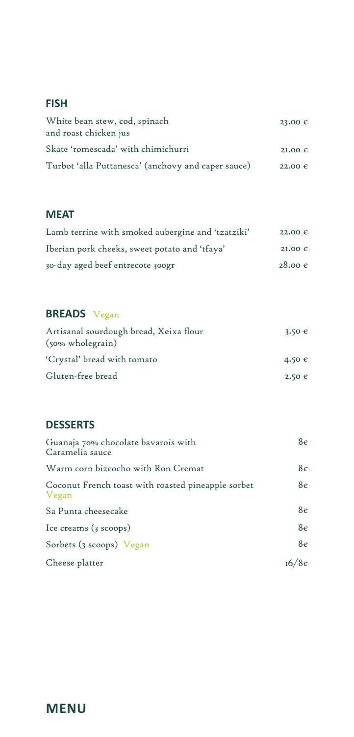## FISH

| | |
|---|---|
| White bean stew, cod, spinach and roast chicken jus | 23.00 € |
| Skate 'romescada' with chimichurri | 21.00 € |
| Turbot 'alla Puttanesca' (anchovy and caper sauce) | 22.00 € |

## MEAT

| | |
|---|---|
| Lamb terrine with smoked aubergine and 'tzatziki' | 22.00 € |
| Iberian pork cheeks, sweet potato and 'tfaya' | 21.00 € |
| 30-day aged beef entrecote 300gr | 28.00 € |

## BREADS Vegan

| | |
|---|---|
| Artisanal sourdough bread, Xeixa flour (50% wholegrain) | 3.50 € |
| 'Crystal' bread with tomato | 4.50 € |
| Gluten-free bread | 2.50 € |

## DESSERTS

| | |
|---|---|
| Guanaja 70% chocolate bavarois with Caramelia sauce | 8€ |
| Warm corn bizcocho with Ron Cremat | 8€ |
| Coconut French toast with roasted pineapple sorbet Vegan | 8€ |
| Sa Punta cheesecake | 8€ |
| Ice creams (3 scoops) | 8€ |
| Sorbets (3 scoops) Vegan | 8€ |
| Cheese platter | 16/8€ |

## MENU